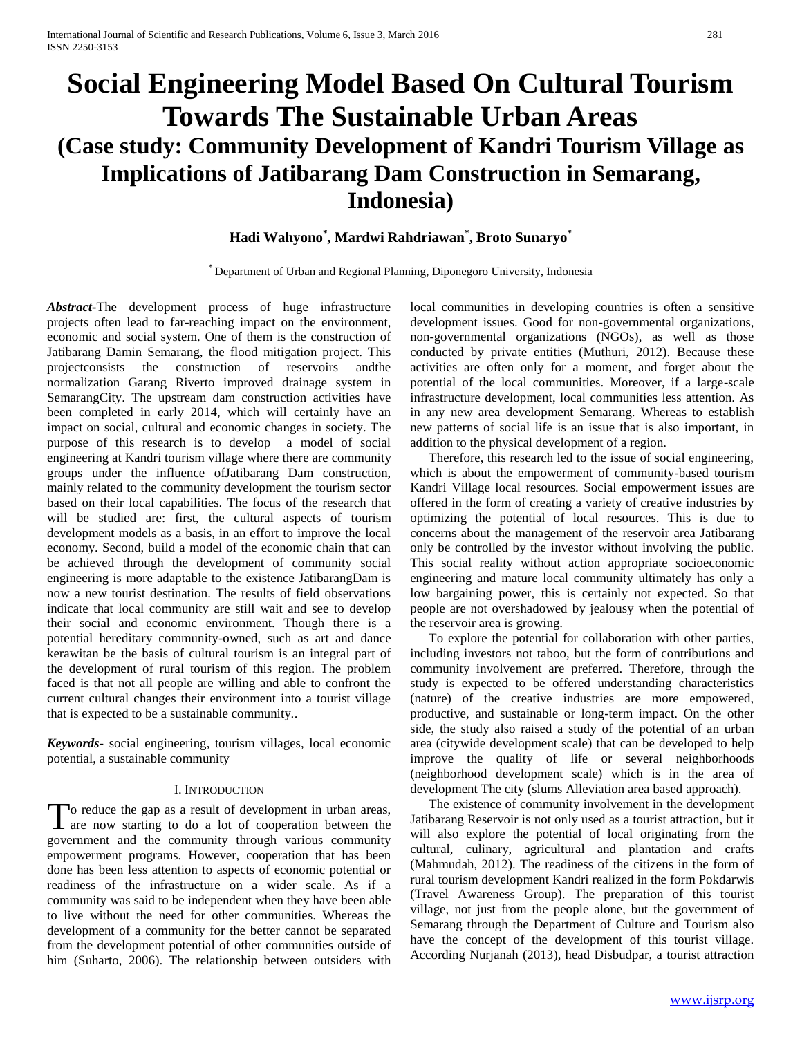# Social Engineering Model Based On Cultural Tourism Towards The Sustainable Urban Areas
## (Case study: Community Development of Kandri Tourism Village as Implications of Jatibarang Dam Construction in Semarang, Indonesia)

**Hadi Wahyono[*], Mardwi Rahdriawan[*], Broto Sunaryo[*]**

[*] Department of Urban and Regional Planning, Diponegoro University, Indonesia

***Abstract***-The development process of huge infrastructure projects often lead to far-reaching impact on the environment, economic and social system. One of them is the construction of Jatibarang Damin Semarang, the flood mitigation project. This projectconsists the construction of reservoirs andthe normalization Garang Riverto improved drainage system in SemarangCity. The upstream dam construction activities have been completed in early 2014, which will certainly have an impact on social, cultural and economic changes in society. The purpose of this research is to develop a model of social engineering at Kandri tourism village where there are community groups under the influence ofJatibarang Dam construction, mainly related to the community development the tourism sector based on their local capabilities. The focus of the research that will be studied are: first, the cultural aspects of tourism development models as a basis, in an effort to improve the local economy. Second, build a model of the economic chain that can be achieved through the development of community social engineering is more adaptable to the existence JatibarangDam is now a new tourist destination. The results of field observations indicate that local community are still wait and see to develop their social and economic environment. Though there is a potential hereditary community-owned, such as art and dance kerawitan be the basis of cultural tourism is an integral part of the development of rural tourism of this region. The problem faced is that not all people are willing and able to confront the current cultural changes their environment into a tourist village that is expected to be a sustainable community..

***Keywords***- social engineering, tourism villages, local economic potential, a sustainable community

### I. Introduction

To reduce the gap as a result of development in urban areas, are now starting to do a lot of cooperation between the government and the community through various community empowerment programs. However, cooperation that has been done has been less attention to aspects of economic potential or readiness of the infrastructure on a wider scale. As if a community was said to be independent when they have been able to live without the need for other communities. Whereas the development of a community for the better cannot be separated from the development potential of other communities outside of him (Suharto, 2006). The relationship between outsiders with local communities in developing countries is often a sensitive development issues. Good for non-governmental organizations, non-governmental organizations (NGOs), as well as those conducted by private entities (Muthuri, 2012). Because these activities are often only for a moment, and forget about the potential of the local communities. Moreover, if a large-scale infrastructure development, local communities less attention. As in any new area development Semarang. Whereas to establish new patterns of social life is an issue that is also important, in addition to the physical development of a region.

Therefore, this research led to the issue of social engineering, which is about the empowerment of community-based tourism Kandri Village local resources. Social empowerment issues are offered in the form of creating a variety of creative industries by optimizing the potential of local resources. This is due to concerns about the management of the reservoir area Jatibarang only be controlled by the investor without involving the public. This social reality without action appropriate socioeconomic engineering and mature local community ultimately has only a low bargaining power, this is certainly not expected. So that people are not overshadowed by jealousy when the potential of the reservoir area is growing.

To explore the potential for collaboration with other parties, including investors not taboo, but the form of contributions and community involvement are preferred. Therefore, through the study is expected to be offered understanding characteristics (nature) of the creative industries are more empowered, productive, and sustainable or long-term impact. On the other side, the study also raised a study of the potential of an urban area (citywide development scale) that can be developed to help improve the quality of life or several neighborhoods (neighborhood development scale) which is in the area of development The city (slums Alleviation area based approach).

The existence of community involvement in the development Jatibarang Reservoir is not only used as a tourist attraction, but it will also explore the potential of local originating from the cultural, culinary, agricultural and plantation and crafts (Mahmudah, 2012). The readiness of the citizens in the form of rural tourism development Kandri realized in the form Pokdarwis (Travel Awareness Group). The preparation of this tourist village, not just from the people alone, but the government of Semarang through the Department of Culture and Tourism also have the concept of the development of this tourist village. According Nurjanah (2013), head Disbudpar, a tourist attraction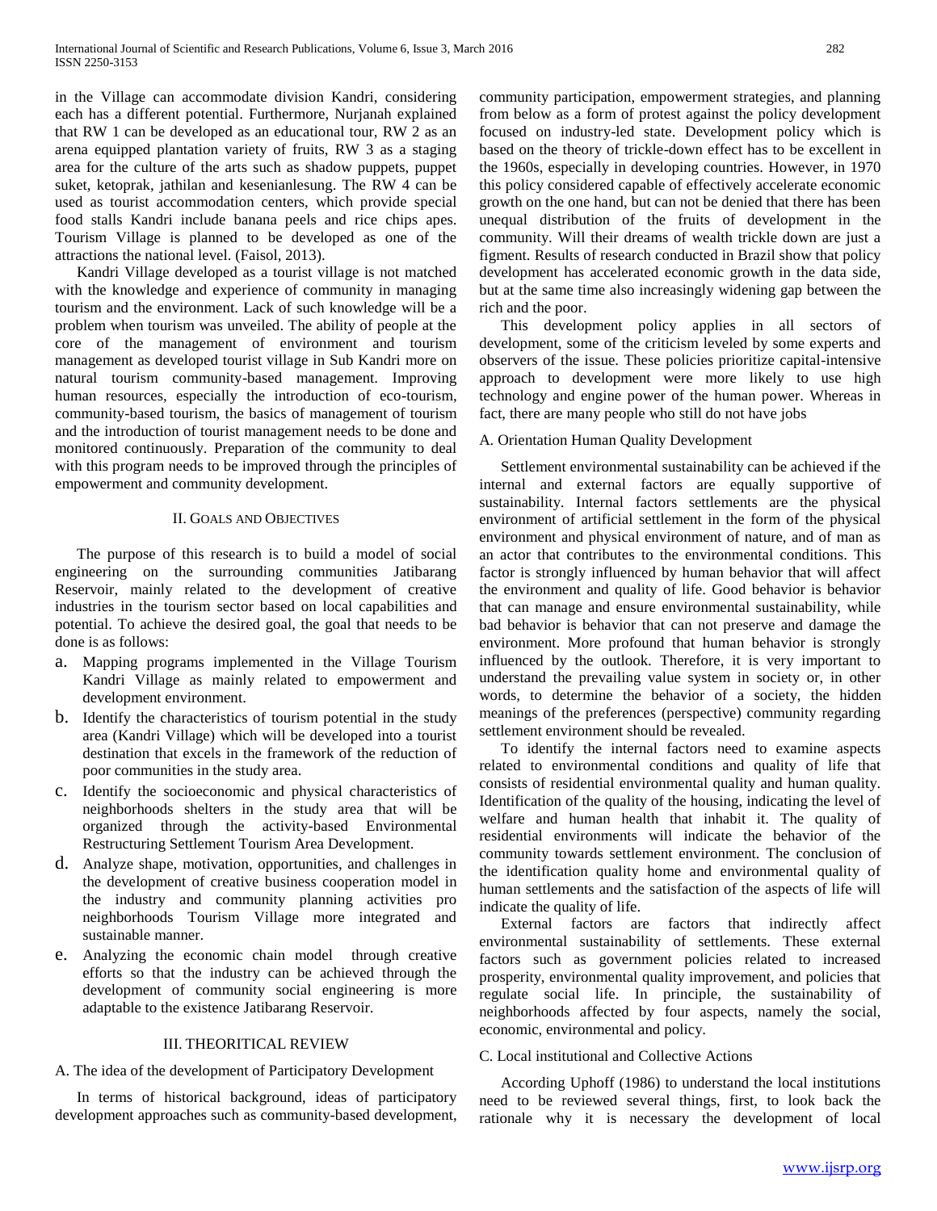in the Village can accommodate division Kandri, considering each has a different potential. Furthermore, Nurjanah explained that RW 1 can be developed as an educational tour, RW 2 as an arena equipped plantation variety of fruits, RW 3 as a staging area for the culture of the arts such as shadow puppets, puppet suket, ketoprak, jathilan and kesenianlesung. The RW 4 can be used as tourist accommodation centers, which provide special food stalls Kandri include banana peels and rice chips apes. Tourism Village is planned to be developed as one of the attractions the national level. (Faisol, 2013).

Kandri Village developed as a tourist village is not matched with the knowledge and experience of community in managing tourism and the environment. Lack of such knowledge will be a problem when tourism was unveiled. The ability of people at the core of the management of environment and tourism management as developed tourist village in Sub Kandri more on natural tourism community-based management. Improving human resources, especially the introduction of eco-tourism, community-based tourism, the basics of management of tourism and the introduction of tourist management needs to be done and monitored continuously. Preparation of the community to deal with this program needs to be improved through the principles of empowerment and community development.

## II. Goals and Objectives

The purpose of this research is to build a model of social engineering on the surrounding communities Jatibarang Reservoir, mainly related to the development of creative industries in the tourism sector based on local capabilities and potential. To achieve the desired goal, the goal that needs to be done is as follows:

a. Mapping programs implemented in the Village Tourism Kandri Village as mainly related to empowerment and development environment.
b. Identify the characteristics of tourism potential in the study area (Kandri Village) which will be developed into a tourist destination that excels in the framework of the reduction of poor communities in the study area.
c. Identify the socioeconomic and physical characteristics of neighborhoods shelters in the study area that will be organized through the activity-based Environmental Restructuring Settlement Tourism Area Development.
d. Analyze shape, motivation, opportunities, and challenges in the development of creative business cooperation model in the industry and community planning activities pro neighborhoods Tourism Village more integrated and sustainable manner.
e. Analyzing the economic chain model through creative efforts so that the industry can be achieved through the development of community social engineering is more adaptable to the existence Jatibarang Reservoir.

## III. Theoritical Review

### A. The idea of the development of Participatory Development

In terms of historical background, ideas of participatory development approaches such as community-based development, community participation, empowerment strategies, and planning from below as a form of protest against the policy development focused on industry-led state. Development policy which is based on the theory of trickle-down effect has to be excellent in the 1960s, especially in developing countries. However, in 1970 this policy considered capable of effectively accelerate economic growth on the one hand, but can not be denied that there has been unequal distribution of the fruits of development in the community. Will their dreams of wealth trickle down are just a figment. Results of research conducted in Brazil show that policy development has accelerated economic growth in the data side, but at the same time also increasingly widening gap between the rich and the poor.

This development policy applies in all sectors of development, some of the criticism leveled by some experts and observers of the issue. These policies prioritize capital-intensive approach to development were more likely to use high technology and engine power of the human power. Whereas in fact, there are many people who still do not have jobs

### A. Orientation Human Quality Development

Settlement environmental sustainability can be achieved if the internal and external factors are equally supportive of sustainability. Internal factors settlements are the physical environment of artificial settlement in the form of the physical environment and physical environment of nature, and of man as an actor that contributes to the environmental conditions. This factor is strongly influenced by human behavior that will affect the environment and quality of life. Good behavior is behavior that can manage and ensure environmental sustainability, while bad behavior is behavior that can not preserve and damage the environment. More profound that human behavior is strongly influenced by the outlook. Therefore, it is very important to understand the prevailing value system in society or, in other words, to determine the behavior of a society, the hidden meanings of the preferences (perspective) community regarding settlement environment should be revealed.

To identify the internal factors need to examine aspects related to environmental conditions and quality of life that consists of residential environmental quality and human quality. Identification of the quality of the housing, indicating the level of welfare and human health that inhabit it. The quality of residential environments will indicate the behavior of the community towards settlement environment. The conclusion of the identification quality home and environmental quality of human settlements and the satisfaction of the aspects of life will indicate the quality of life.

External factors are factors that indirectly affect environmental sustainability of settlements. These external factors such as government policies related to increased prosperity, environmental quality improvement, and policies that regulate social life. In principle, the sustainability of neighborhoods affected by four aspects, namely the social, economic, environmental and policy.

### C. Local institutional and Collective Actions

According Uphoff (1986) to understand the local institutions need to be reviewed several things, first, to look back the rationale why it is necessary the development of local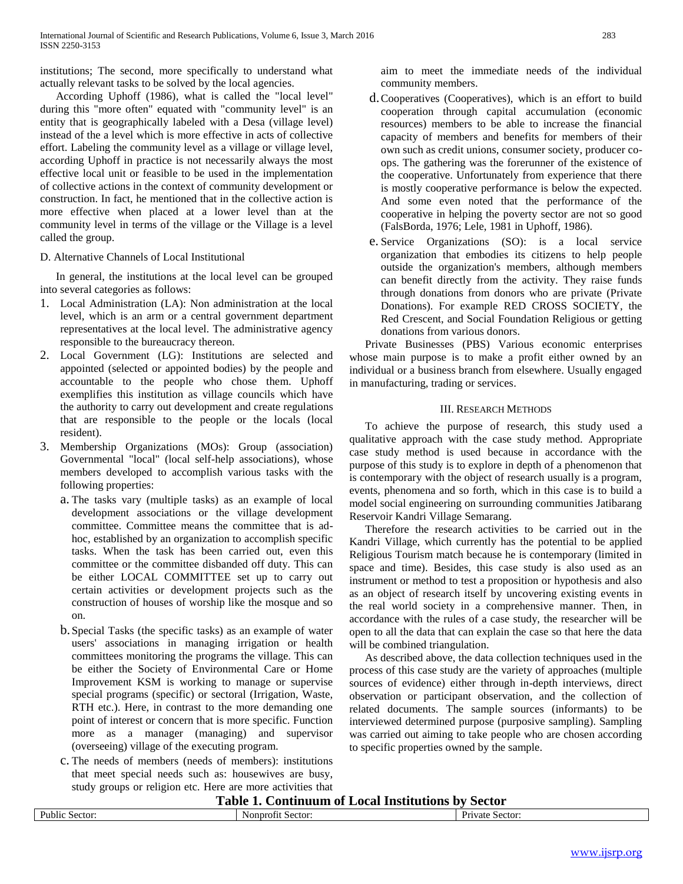institutions; The second, more specifically to understand what actually relevant tasks to be solved by the local agencies.

According Uphoff (1986), what is called the "local level" during this "more often" equated with "community level" is an entity that is geographically labeled with a Desa (village level) instead of the a level which is more effective in acts of collective effort. Labeling the community level as a village or village level, according Uphoff in practice is not necessarily always the most effective local unit or feasible to be used in the implementation of collective actions in the context of community development or construction. In fact, he mentioned that in the collective action is more effective when placed at a lower level than at the community level in terms of the village or the Village is a level called the group.

D. Alternative Channels of Local Institutional

In general, the institutions at the local level can be grouped into several categories as follows:

1. Local Administration (LA): Non administration at the local level, which is an arm or a central government department representatives at the local level. The administrative agency responsible to the bureaucracy thereon.
2. Local Government (LG): Institutions are selected and appointed (selected or appointed bodies) by the people and accountable to the people who chose them. Uphoff exemplifies this institution as village councils which have the authority to carry out development and create regulations that are responsible to the people or the locals (local resident).
3. Membership Organizations (MOs): Group (association) Governmental "local" (local self-help associations), whose members developed to accomplish various tasks with the following properties:
   a. The tasks vary (multiple tasks) as an example of local development associations or the village development committee. Committee means the committee that is ad-hoc, established by an organization to accomplish specific tasks. When the task has been carried out, even this committee or the committee disbanded off duty. This can be either LOCAL COMMITTEE set up to carry out certain activities or development projects such as the construction of houses of worship like the mosque and so on.
   b. Special Tasks (the specific tasks) as an example of water users' associations in managing irrigation or health committees monitoring the programs the village. This can be either the Society of Environmental Care or Home Improvement KSM is working to manage or supervise special programs (specific) or sectoral (Irrigation, Waste, RTH etc.). Here, in contrast to the more demanding one point of interest or concern that is more specific. Function more as a manager (managing) and supervisor (overseeing) village of the executing program.
   c. The needs of members (needs of members): institutions that meet special needs such as: housewives are busy, study groups or religion etc. Here are more activities that aim to meet the immediate needs of the individual community members.
   d. Cooperatives (Cooperatives), which is an effort to build cooperation through capital accumulation (economic resources) members to be able to increase the financial capacity of members and benefits for members of their own such as credit unions, consumer society, producer co-ops. The gathering was the forerunner of the existence of the cooperative. Unfortunately from experience that there is mostly cooperative performance is below the expected. And some even noted that the performance of the cooperative in helping the poverty sector are not so good (FalsBorda, 1976; Lele, 1981 in Uphoff, 1986).
   e. Service Organizations (SO): is a local service organization that embodies its citizens to help people outside the organization's members, although members can benefit directly from the activity. They raise funds through donations from donors who are private (Private Donations). For example RED CROSS SOCIETY, the Red Crescent, and Social Foundation Religious or getting donations from various donors.

Private Businesses (PBS) Various economic enterprises whose main purpose is to make a profit either owned by an individual or a business branch from elsewhere. Usually engaged in manufacturing, trading or services.

## III. Research Methods

To achieve the purpose of research, this study used a qualitative approach with the case study method. Appropriate case study method is used because in accordance with the purpose of this study is to explore in depth of a phenomenon that is contemporary with the object of research usually is a program, events, phenomena and so forth, which in this case is to build a model social engineering on surrounding communities Jatibarang Reservoir Kandri Village Semarang.

Therefore the research activities to be carried out in the Kandri Village, which currently has the potential to be applied Religious Tourism match because he is contemporary (limited in space and time). Besides, this case study is also used as an instrument or method to test a proposition or hypothesis and also as an object of research itself by uncovering existing events in the real world society in a comprehensive manner. Then, in accordance with the rules of a case study, the researcher will be open to all the data that can explain the case so that here the data will be combined triangulation.

As described above, the data collection techniques used in the process of this case study are the variety of approaches (multiple sources of evidence) either through in-depth interviews, direct observation or participant observation, and the collection of related documents. The sample sources (informants) to be interviewed determined purpose (purposive sampling). Sampling was carried out aiming to take people who are chosen according to specific properties owned by the sample.

**Table 1. Continuum of Local Institutions by Sector**

| Public Sector: | Nonprofit Sector: | Private Sector: |
|---|---|---|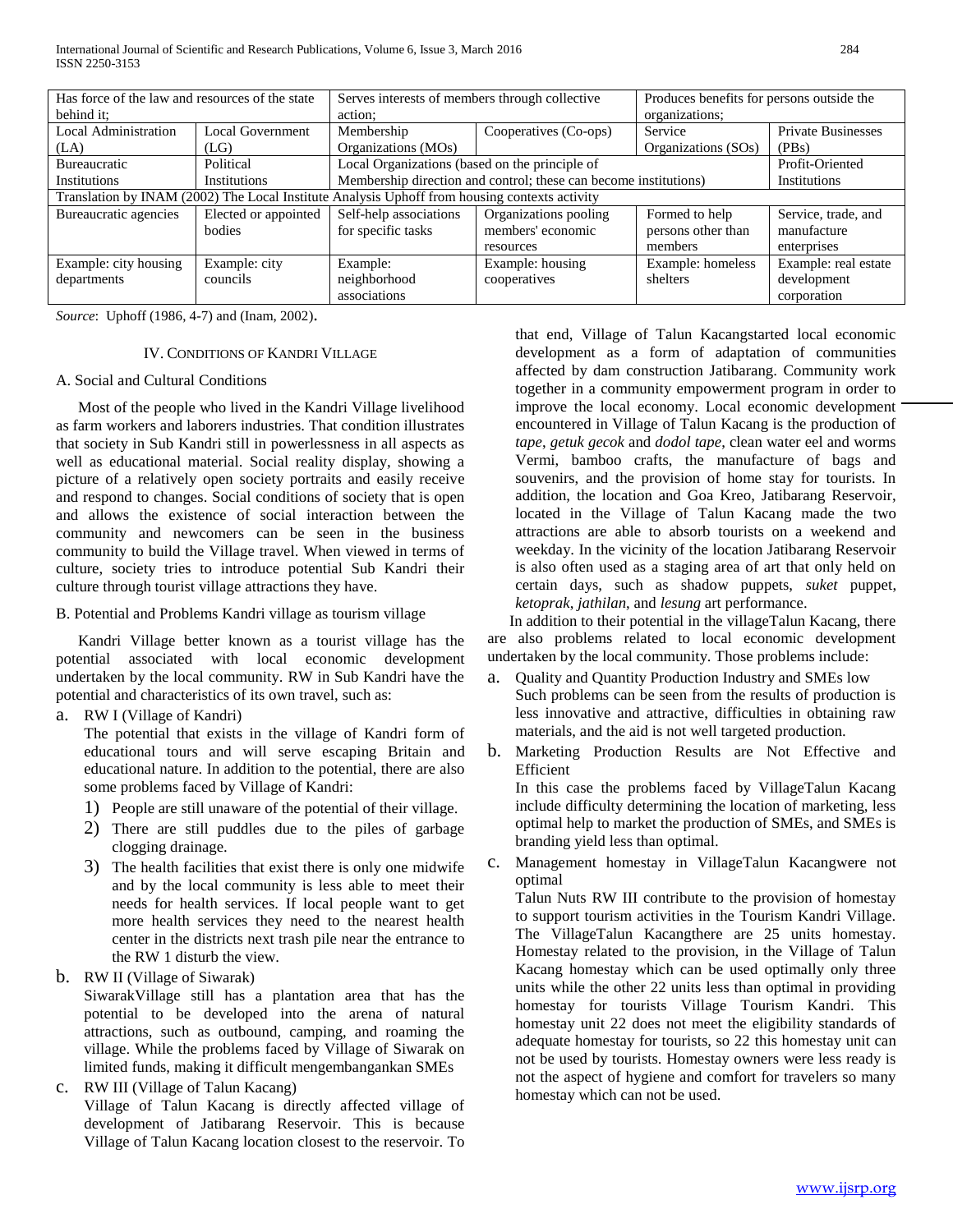| Has force of the law and resources of the state behind it; | | Serves interests of members through collective action; | | Produces benefits for persons outside the organizations; | |
|---|---|---|---|---|---|
| Local Administration (LA) | Local Government (LG) | Membership Organizations (MOs) | Cooperatives (Co-ops) | Service Organizations (SOs) | Private Businesses (PBs) |
| Bureaucratic Institutions | Political Institutions | Local Organizations (based on the principle of Membership direction and control; these can become institutions) | | | Profit-Oriented Institutions |
| Translation by INAM (2002) The Local Institute Analysis Uphoff from housing contexts activity | | | | | |
| Bureaucratic agencies | Elected or appointed bodies | Self-help associations for specific tasks | Organizations pooling members' economic resources | Formed to help persons other than members | Service, trade, and manufacture enterprises |
| Example: city housing departments | Example: city councils | Example: neighborhood associations | Example: housing cooperatives | Example: homeless shelters | Example: real estate development corporation |

*Source*: Uphoff (1986, 4-7) and (Inam, 2002).

## IV. Conditions of Kandri Village

### A. Social and Cultural Conditions

Most of the people who lived in the Kandri Village livelihood as farm workers and laborers industries. That condition illustrates that society in Sub Kandri still in powerlessness in all aspects as well as educational material. Social reality display, showing a picture of a relatively open society portraits and easily receive and respond to changes. Social conditions of society that is open and allows the existence of social interaction between the community and newcomers can be seen in the business community to build the Village travel. When viewed in terms of culture, society tries to introduce potential Sub Kandri their culture through tourist village attractions they have.

### B. Potential and Problems Kandri village as tourism village

Kandri Village better known as a tourist village has the potential associated with local economic development undertaken by the local community. RW in Sub Kandri have the potential and characteristics of its own travel, such as:

a. RW I (Village of Kandri)
   The potential that exists in the village of Kandri form of educational tours and will serve escaping Britain and educational nature. In addition to the potential, there are also some problems faced by Village of Kandri:
   1) People are still unaware of the potential of their village.
   2) There are still puddles due to the piles of garbage clogging drainage.
   3) The health facilities that exist there is only one midwife and by the local community is less able to meet their needs for health services. If local people want to get more health services they need to the nearest health center in the districts next trash pile near the entrance to the RW 1 disturb the view.

b. RW II (Village of Siwarak)
   SiwarakVillage still has a plantation area that has the potential to be developed into the arena of natural attractions, such as outbound, camping, and roaming the village. While the problems faced by Village of Siwarak on limited funds, making it difficult mengembangankan SMEs

c. RW III (Village of Talun Kacang)
   Village of Talun Kacang is directly affected village of development of Jatibarang Reservoir. This is because Village of Talun Kacang location closest to the reservoir. To that end, Village of Talun Kacangstarted local economic development as a form of adaptation of communities affected by dam construction Jatibarang. Community work together in a community empowerment program in order to improve the local economy. Local economic development encountered in Village of Talun Kacang is the production of *tape*, *getuk gecok* and *dodol tape*, clean water eel and worms Vermi, bamboo crafts, the manufacture of bags and souvenirs, and the provision of home stay for tourists. In addition, the location and Goa Kreo, Jatibarang Reservoir, located in the Village of Talun Kacang made the two attractions are able to absorb tourists on a weekend and weekday. In the vicinity of the location Jatibarang Reservoir is also often used as a staging area of art that only held on certain days, such as shadow puppets, *suket* puppet, *ketoprak*, *jathilan*, and *lesung* art performance.

In addition to their potential in the villageTalun Kacang, there are also problems related to local economic development undertaken by the local community. Those problems include:

a. Quality and Quantity Production Industry and SMEs low
   Such problems can be seen from the results of production is less innovative and attractive, difficulties in obtaining raw materials, and the aid is not well targeted production.

b. Marketing Production Results are Not Effective and Efficient
   In this case the problems faced by VillageTalun Kacang include difficulty determining the location of marketing, less optimal help to market the production of SMEs, and SMEs is branding yield less than optimal.

c. Management homestay in VillageTalun Kacangwere not optimal
   Talun Nuts RW III contribute to the provision of homestay to support tourism activities in the Tourism Kandri Village. The VillageTalun Kacangthere are 25 units homestay. Homestay related to the provision, in the Village of Talun Kacang homestay which can be used optimally only three units while the other 22 units less than optimal in providing homestay for tourists Village Tourism Kandri. This homestay unit 22 does not meet the eligibility standards of adequate homestay for tourists, so 22 this homestay unit can not be used by tourists. Homestay owners were less ready is not the aspect of hygiene and comfort for travelers so many homestay which can not be used.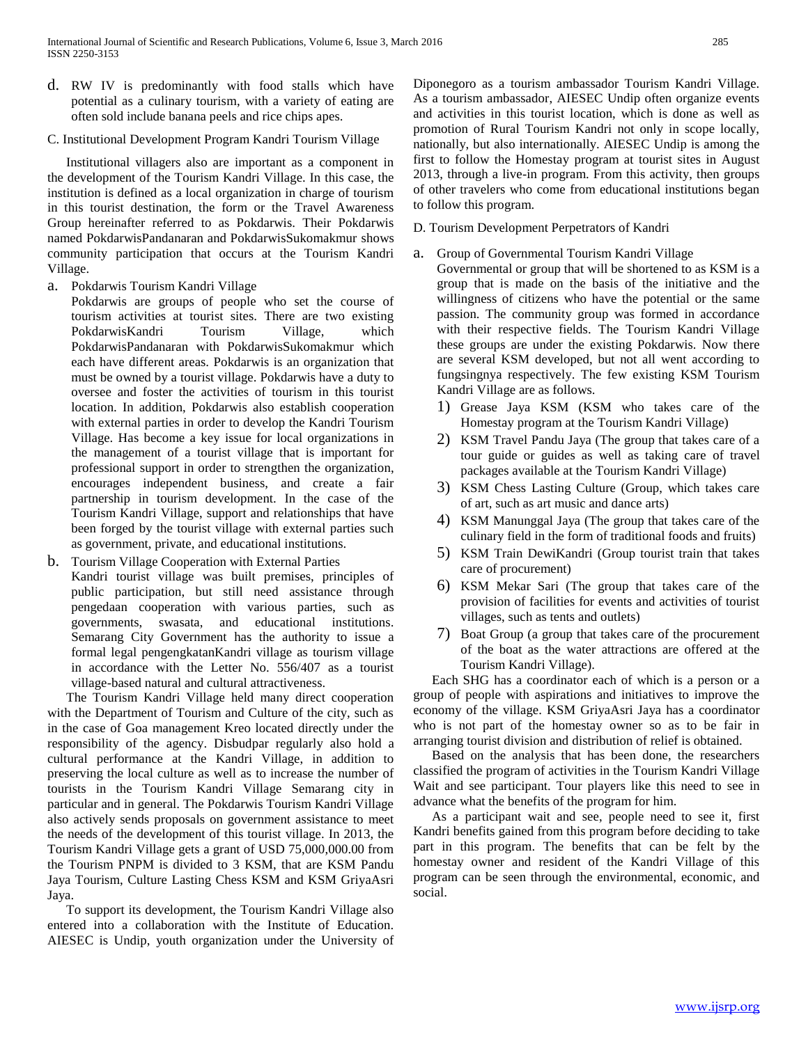d. RW IV is predominantly with food stalls which have potential as a culinary tourism, with a variety of eating are often sold include banana peels and rice chips apes.

C. Institutional Development Program Kandri Tourism Village

Institutional villagers also are important as a component in the development of the Tourism Kandri Village. In this case, the institution is defined as a local organization in charge of tourism in this tourist destination, the form or the Travel Awareness Group hereinafter referred to as Pokdarwis. Their Pokdarwis named PokdarwisPandanaran and PokdarwisSukomakmur shows community participation that occurs at the Tourism Kandri Village.

a. Pokdarwis Tourism Kandri Village
   Pokdarwis are groups of people who set the course of tourism activities at tourist sites. There are two existing PokdarwisKandri Tourism Village, which PokdarwisPandanaran with PokdarwisSukomakmur which each have different areas. Pokdarwis is an organization that must be owned by a tourist village. Pokdarwis have a duty to oversee and foster the activities of tourism in this tourist location. In addition, Pokdarwis also establish cooperation with external parties in order to develop the Kandri Tourism Village. Has become a key issue for local organizations in the management of a tourist village that is important for professional support in order to strengthen the organization, encourages independent business, and create a fair partnership in tourism development. In the case of the Tourism Kandri Village, support and relationships that have been forged by the tourist village with external parties such as government, private, and educational institutions.

b. Tourism Village Cooperation with External Parties
   Kandri tourist village was built premises, principles of public participation, but still need assistance through pengedaan cooperation with various parties, such as governments, swasata, and educational institutions. Semarang City Government has the authority to issue a formal legal pengengkatanKandri village as tourism village in accordance with the Letter No. 556/407 as a tourist village-based natural and cultural attractiveness.

The Tourism Kandri Village held many direct cooperation with the Department of Tourism and Culture of the city, such as in the case of Goa management Kreo located directly under the responsibility of the agency. Disbudpar regularly also hold a cultural performance at the Kandri Village, in addition to preserving the local culture as well as to increase the number of tourists in the Tourism Kandri Village Semarang city in particular and in general. The Pokdarwis Tourism Kandri Village also actively sends proposals on government assistance to meet the needs of the development of this tourist village. In 2013, the Tourism Kandri Village gets a grant of USD 75,000,000.00 from the Tourism PNPM is divided to 3 KSM, that are KSM Pandu Jaya Tourism, Culture Lasting Chess KSM and KSM GriyaAsri Jaya.

To support its development, the Tourism Kandri Village also entered into a collaboration with the Institute of Education. AIESEC is Undip, youth organization under the University of Diponegoro as a tourism ambassador Tourism Kandri Village. As a tourism ambassador, AIESEC Undip often organize events and activities in this tourist location, which is done as well as promotion of Rural Tourism Kandri not only in scope locally, nationally, but also internationally. AIESEC Undip is among the first to follow the Homestay program at tourist sites in August 2013, through a live-in program. From this activity, then groups of other travelers who come from educational institutions began to follow this program.

D. Tourism Development Perpetrators of Kandri

a. Group of Governmental Tourism Kandri Village
   Governmental or group that will be shortened to as KSM is a group that is made on the basis of the initiative and the willingness of citizens who have the potential or the same passion. The community group was formed in accordance with their respective fields. The Tourism Kandri Village these groups are under the existing Pokdarwis. Now there are several KSM developed, but not all went according to fungsingnya respectively. The few existing KSM Tourism Kandri Village are as follows.
   1) Grease Jaya KSM (KSM who takes care of the Homestay program at the Tourism Kandri Village)
   2) KSM Travel Pandu Jaya (The group that takes care of a tour guide or guides as well as taking care of travel packages available at the Tourism Kandri Village)
   3) KSM Chess Lasting Culture (Group, which takes care of art, such as art music and dance arts)
   4) KSM Manunggal Jaya (The group that takes care of the culinary field in the form of traditional foods and fruits)
   5) KSM Train DewiKandri (Group tourist train that takes care of procurement)
   6) KSM Mekar Sari (The group that takes care of the provision of facilities for events and activities of tourist villages, such as tents and outlets)
   7) Boat Group (a group that takes care of the procurement of the boat as the water attractions are offered at the Tourism Kandri Village).

Each SHG has a coordinator each of which is a person or a group of people with aspirations and initiatives to improve the economy of the village. KSM GriyaAsri Jaya has a coordinator who is not part of the homestay owner so as to be fair in arranging tourist division and distribution of relief is obtained.

Based on the analysis that has been done, the researchers classified the program of activities in the Tourism Kandri Village Wait and see participant. Tour players like this need to see in advance what the benefits of the program for him.

As a participant wait and see, people need to see it, first Kandri benefits gained from this program before deciding to take part in this program. The benefits that can be felt by the homestay owner and resident of the Kandri Village of this program can be seen through the environmental, economic, and social.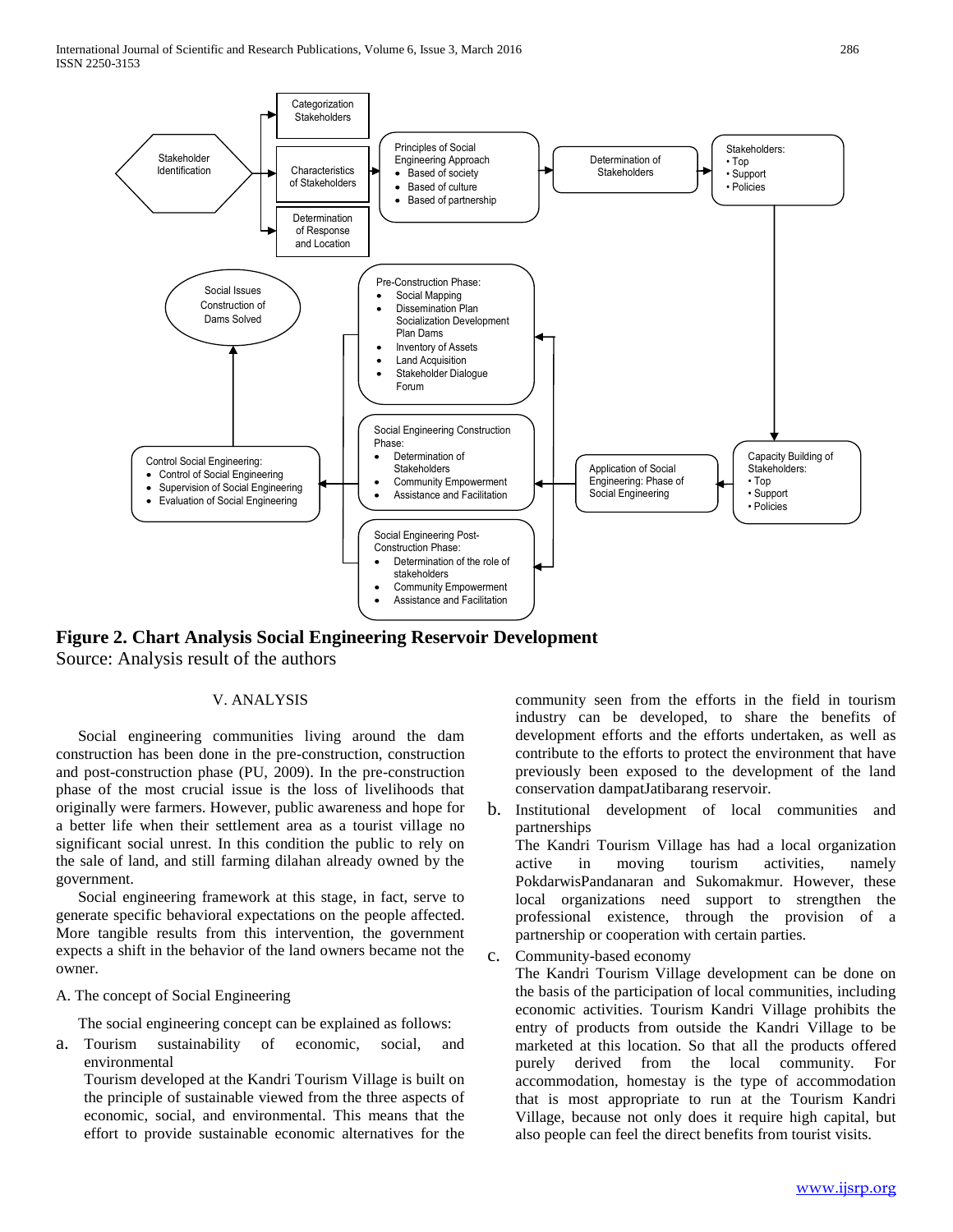**Figure 2. Chart Analysis Social Engineering Reservoir Development**

Source: Analysis result of the authors

## V. ANALYSIS

Social engineering communities living around the dam construction has been done in the pre-construction, construction and post-construction phase (PU, 2009). In the pre-construction phase of the most crucial issue is the loss of livelihoods that originally were farmers. However, public awareness and hope for a better life when their settlement area as a tourist village no significant social unrest. In this condition the public to rely on the sale of land, and still farming dilahan already owned by the government.

Social engineering framework at this stage, in fact, serve to generate specific behavioral expectations on the people affected. More tangible results from this intervention, the government expects a shift in the behavior of the land owners became not the owner.

### A. The concept of Social Engineering

The social engineering concept can be explained as follows:

a. Tourism sustainability of economic, social, and environmental

Tourism developed at the Kandri Tourism Village is built on the principle of sustainable viewed from the three aspects of economic, social, and environmental. This means that the effort to provide sustainable economic alternatives for the community seen from the efforts in the field in tourism industry can be developed, to share the benefits of development efforts and the efforts undertaken, as well as contribute to the efforts to protect the environment that have previously been exposed to the development of the land conservation dampatJatibarang reservoir.

b. Institutional development of local communities and partnerships

The Kandri Tourism Village has had a local organization active in moving tourism activities, namely PokdarwisPandanaran and Sukomakmur. However, these local organizations need support to strengthen the professional existence, through the provision of a partnership or cooperation with certain parties.

c. Community-based economy

The Kandri Tourism Village development can be done on the basis of the participation of local communities, including economic activities. Tourism Kandri Village prohibits the entry of products from outside the Kandri Village to be marketed at this location. So that all the products offered purely derived from the local community. For accommodation, homestay is the type of accommodation that is most appropriate to run at the Tourism Kandri Village, because not only does it require high capital, but also people can feel the direct benefits from tourist visits.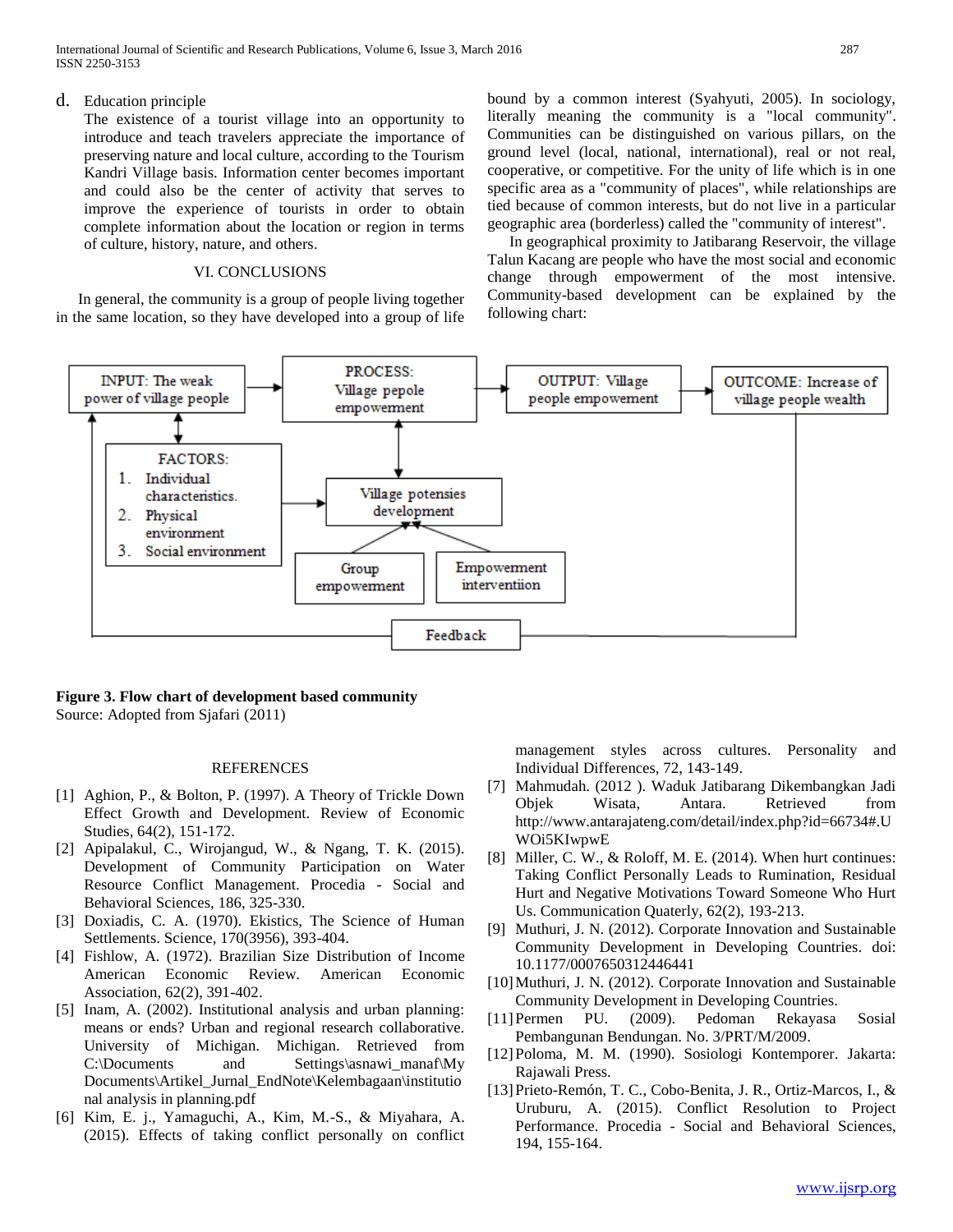d. Education principle

The existence of a tourist village into an opportunity to introduce and teach travelers appreciate the importance of preserving nature and local culture, according to the Tourism Kandri Village basis. Information center becomes important and could also be the center of activity that serves to improve the experience of tourists in order to obtain complete information about the location or region in terms of culture, history, nature, and others.

## VI. CONCLUSIONS

In general, the community is a group of people living together in the same location, so they have developed into a group of life bound by a common interest (Syahyuti, 2005). In sociology, literally meaning the community is a "local community". Communities can be distinguished on various pillars, on the ground level (local, national, international), real or not real, cooperative, or competitive. For the unity of life which is in one specific area as a "community of places", while relationships are tied because of common interests, but do not live in a particular geographic area (borderless) called the "community of interest".

In geographical proximity to Jatibarang Reservoir, the village Talun Kacang are people who have the most social and economic change through empowerment of the most intensive. Community-based development can be explained by the following chart:

INPUT: The weak power of village people → PROCESS: Village pepole empowerment → OUTPUT: Village people empowerment → OUTCOME: Increase of village people wealth

FACTORS:
1. Individual characteristics.
2. Physical environment
3. Social environment

Village potensies development

Group empowerment

Empowerment interventiion

Feedback

**Figure 3. Flow chart of development based community**
Source: Adopted from Sjafari (2011)

## REFERENCES

[1] Aghion, P., & Bolton, P. (1997). A Theory of Trickle Down Effect Growth and Development. Review of Economic Studies, 64(2), 151-172.

[2] Apipalakul, C., Wirojangud, W., & Ngang, T. K. (2015). Development of Community Participation on Water Resource Conflict Management. Procedia - Social and Behavioral Sciences, 186, 325-330.

[3] Doxiadis, C. A. (1970). Ekistics, The Science of Human Settlements. Science, 170(3956), 393-404.

[4] Fishlow, A. (1972). Brazilian Size Distribution of Income American Economic Review. American Economic Association, 62(2), 391-402.

[5] Inam, A. (2002). Institutional analysis and urban planning: means or ends? Urban and regional research collaborative. University of Michigan. Michigan. Retrieved from C:\Documents and Settings\asnawi_manaf\My Documents\Artikel_Jurnal_EndNote\Kelembagaan\institutional analysis in planning.pdf

[6] Kim, E. j., Yamaguchi, A., Kim, M.-S., & Miyahara, A. (2015). Effects of taking conflict personally on conflict management styles across cultures. Personality and Individual Differences, 72, 143-149.

[7] Mahmudah. (2012 ). Waduk Jatibarang Dikembangkan Jadi Objek Wisata, Antara. Retrieved from http://www.antarajateng.com/detail/index.php?id=66734#.UWOi5KIwpwE

[8] Miller, C. W., & Roloff, M. E. (2014). When hurt continues: Taking Conflict Personally Leads to Rumination, Residual Hurt and Negative Motivations Toward Someone Who Hurt Us. Communication Quaterly, 62(2), 193-213.

[9] Muthuri, J. N. (2012). Corporate Innovation and Sustainable Community Development in Developing Countries. doi: 10.1177/0007650312446441

[10] Muthuri, J. N. (2012). Corporate Innovation and Sustainable Community Development in Developing Countries.

[11] Permen PU. (2009). Pedoman Rekayasa Sosial Pembangunan Bendungan. No. 3/PRT/M/2009.

[12] Poloma, M. M. (1990). Sosiologi Kontemporer. Jakarta: Rajawali Press.

[13] Prieto-Remón, T. C., Cobo-Benita, J. R., Ortiz-Marcos, I., & Uruburu, A. (2015). Conflict Resolution to Project Performance. Procedia - Social and Behavioral Sciences, 194, 155-164.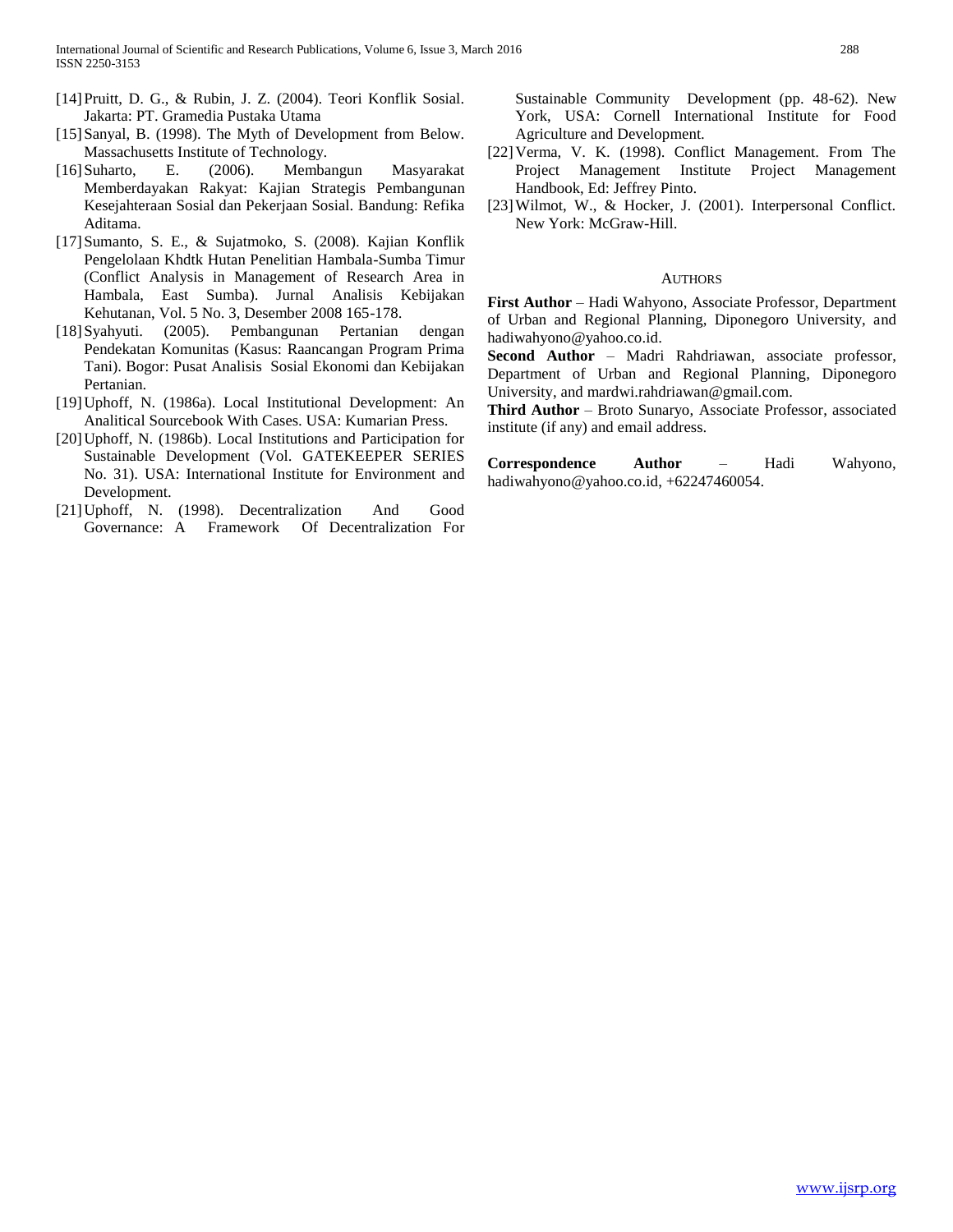[14] Pruitt, D. G., & Rubin, J. Z. (2004). Teori Konflik Sosial. Jakarta: PT. Gramedia Pustaka Utama

[15] Sanyal, B. (1998). The Myth of Development from Below. Massachusetts Institute of Technology.

[16] Suharto, E. (2006). Membangun Masyarakat Memberdayakan Rakyat: Kajian Strategis Pembangunan Kesejahteraan Sosial dan Pekerjaan Sosial. Bandung: Refika Aditama.

[17] Sumanto, S. E., & Sujatmoko, S. (2008). Kajian Konflik Pengelolaan Khdtk Hutan Penelitian Hambala-Sumba Timur (Conflict Analysis in Management of Research Area in Hambala, East Sumba). Jurnal Analisis Kebijakan Kehutanan, Vol. 5 No. 3, Desember 2008 165-178.

[18] Syahyuti. (2005). Pembangunan Pertanian dengan Pendekatan Komunitas (Kasus: Raancangan Program Prima Tani). Bogor: Pusat Analisis Sosial Ekonomi dan Kebijakan Pertanian.

[19] Uphoff, N. (1986a). Local Institutional Development: An Analitical Sourcebook With Cases. USA: Kumarian Press.

[20] Uphoff, N. (1986b). Local Institutions and Participation for Sustainable Development (Vol. GATEKEEPER SERIES No. 31). USA: International Institute for Environment and Development.

[21] Uphoff, N. (1998). Decentralization And Good Governance: A Framework Of Decentralization For Sustainable Community Development (pp. 48-62). New York, USA: Cornell International Institute for Food Agriculture and Development.

[22] Verma, V. K. (1998). Conflict Management. From The Project Management Institute Project Management Handbook, Ed: Jeffrey Pinto.

[23] Wilmot, W., & Hocker, J. (2001). Interpersonal Conflict. New York: McGraw-Hill.

## AUTHORS

**First Author** – Hadi Wahyono, Associate Professor, Department of Urban and Regional Planning, Diponegoro University, and hadiwahyono@yahoo.co.id.

**Second Author** – Madri Rahdriawan, associate professor, Department of Urban and Regional Planning, Diponegoro University, and mardwi.rahdriawan@gmail.com.

**Third Author** – Broto Sunaryo, Associate Professor, associated institute (if any) and email address.

**Correspondence Author** – Hadi Wahyono, hadiwahyono@yahoo.co.id, +62247460054.